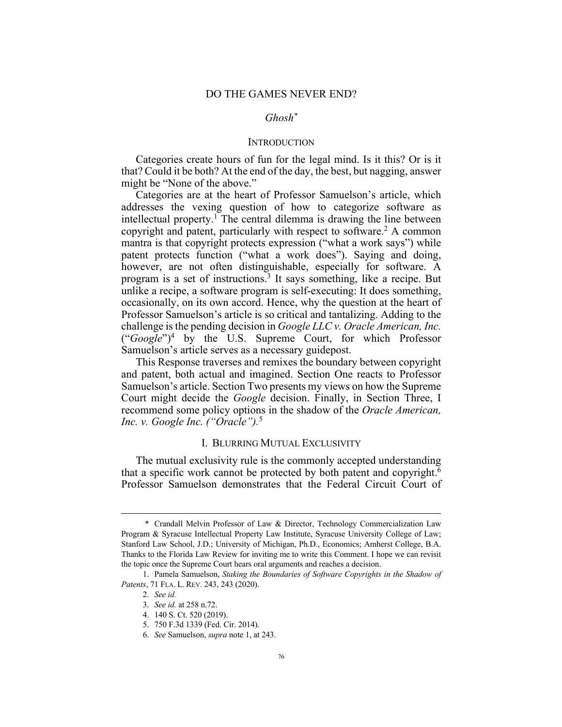# DO THE GAMES NEVER END?

*Ghosh*[*]

## INTRODUCTION

Categories create hours of fun for the legal mind. Is it this? Or is it that? Could it be both? At the end of the day, the best, but nagging, answer might be "None of the above."

Categories are at the heart of Professor Samuelson's article, which addresses the vexing question of how to categorize software as intellectual property.[1] The central dilemma is drawing the line between copyright and patent, particularly with respect to software.[2] A common mantra is that copyright protects expression ("what a work says") while patent protects function ("what a work does"). Saying and doing, however, are not often distinguishable, especially for software. A program is a set of instructions.[3] It says something, like a recipe. But unlike a recipe, a software program is self-executing: It does something, occasionally, on its own accord. Hence, why the question at the heart of Professor Samuelson's article is so critical and tantalizing. Adding to the challenge is the pending decision in *Google LLC v. Oracle American, Inc.* ("*Google*")[4] by the U.S. Supreme Court, for which Professor Samuelson's article serves as a necessary guidepost.

This Response traverses and remixes the boundary between copyright and patent, both actual and imagined. Section One reacts to Professor Samuelson's article. Section Two presents my views on how the Supreme Court might decide the *Google* decision. Finally, in Section Three, I recommend some policy options in the shadow of the *Oracle American, Inc. v. Google Inc. ("Oracle")*.[5]

## I. BLURRING MUTUAL EXCLUSIVITY

The mutual exclusivity rule is the commonly accepted understanding that a specific work cannot be protected by both patent and copyright.[6] Professor Samuelson demonstrates that the Federal Circuit Court of

---

\* Crandall Melvin Professor of Law & Director, Technology Commercialization Law Program & Syracuse Intellectual Property Law Institute, Syracuse University College of Law; Stanford Law School, J.D.; University of Michigan, Ph.D., Economics; Amherst College, B.A. Thanks to the Florida Law Review for inviting me to write this Comment. I hope we can revisit the topic once the Supreme Court hears oral arguments and reaches a decision.

1. Pamela Samuelson, *Staking the Boundaries of Software Copyrights in the Shadow of Patents*, 71 FLA. L. REV. 243, 243 (2020).

2. *See id.*

3. *See id.* at 258 n.72.

4. 140 S. Ct. 520 (2019).

5. 750 F.3d 1339 (Fed. Cir. 2014).

6. *See* Samuelson, *supra* note 1, at 243.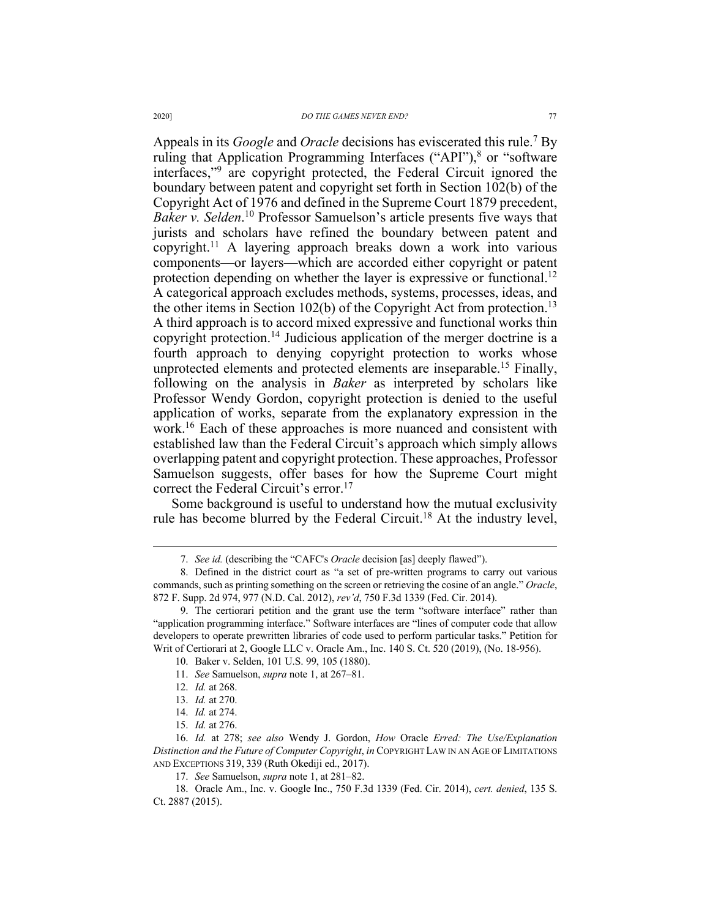Appeals in its *Google* and *Oracle* decisions has eviscerated this rule.[7] By ruling that Application Programming Interfaces ("API"),[8] or "software interfaces,"[9] are copyright protected, the Federal Circuit ignored the boundary between patent and copyright set forth in Section 102(b) of the Copyright Act of 1976 and defined in the Supreme Court 1879 precedent, *Baker v. Selden*.[10] Professor Samuelson's article presents five ways that jurists and scholars have refined the boundary between patent and copyright.[11] A layering approach breaks down a work into various components—or layers—which are accorded either copyright or patent protection depending on whether the layer is expressive or functional.[12] A categorical approach excludes methods, systems, processes, ideas, and the other items in Section 102(b) of the Copyright Act from protection.[13] A third approach is to accord mixed expressive and functional works thin copyright protection.[14] Judicious application of the merger doctrine is a fourth approach to denying copyright protection to works whose unprotected elements and protected elements are inseparable.[15] Finally, following on the analysis in *Baker* as interpreted by scholars like Professor Wendy Gordon, copyright protection is denied to the useful application of works, separate from the explanatory expression in the work.[16] Each of these approaches is more nuanced and consistent with established law than the Federal Circuit's approach which simply allows overlapping patent and copyright protection. These approaches, Professor Samuelson suggests, offer bases for how the Supreme Court might correct the Federal Circuit's error.[17]

Some background is useful to understand how the mutual exclusivity rule has become blurred by the Federal Circuit.[18] At the industry level,

---

7. *See id.* (describing the "CAFC's *Oracle* decision [as] deeply flawed").

8. Defined in the district court as "a set of pre-written programs to carry out various commands, such as printing something on the screen or retrieving the cosine of an angle." *Oracle*, 872 F. Supp. 2d 974, 977 (N.D. Cal. 2012), *rev'd*, 750 F.3d 1339 (Fed. Cir. 2014).

9. The certiorari petition and the grant use the term "software interface" rather than "application programming interface." Software interfaces are "lines of computer code that allow developers to operate prewritten libraries of code used to perform particular tasks." Petition for Writ of Certiorari at 2, Google LLC v. Oracle Am., Inc. 140 S. Ct. 520 (2019), (No. 18-956).

10. Baker v. Selden, 101 U.S. 99, 105 (1880).

11. *See* Samuelson, *supra* note 1, at 267–81.

12. *Id.* at 268.

13. *Id.* at 270.

14. *Id.* at 274.

15. *Id.* at 276.

16. *Id.* at 278; *see also* Wendy J. Gordon, *How* Oracle *Erred: The Use/Explanation Distinction and the Future of Computer Copyright*, *in* COPYRIGHT LAW IN AN AGE OF LIMITATIONS AND EXCEPTIONS 319, 339 (Ruth Okediji ed., 2017).

17. *See* Samuelson, *supra* note 1, at 281–82.

18. Oracle Am., Inc. v. Google Inc., 750 F.3d 1339 (Fed. Cir. 2014), *cert. denied*, 135 S. Ct. 2887 (2015).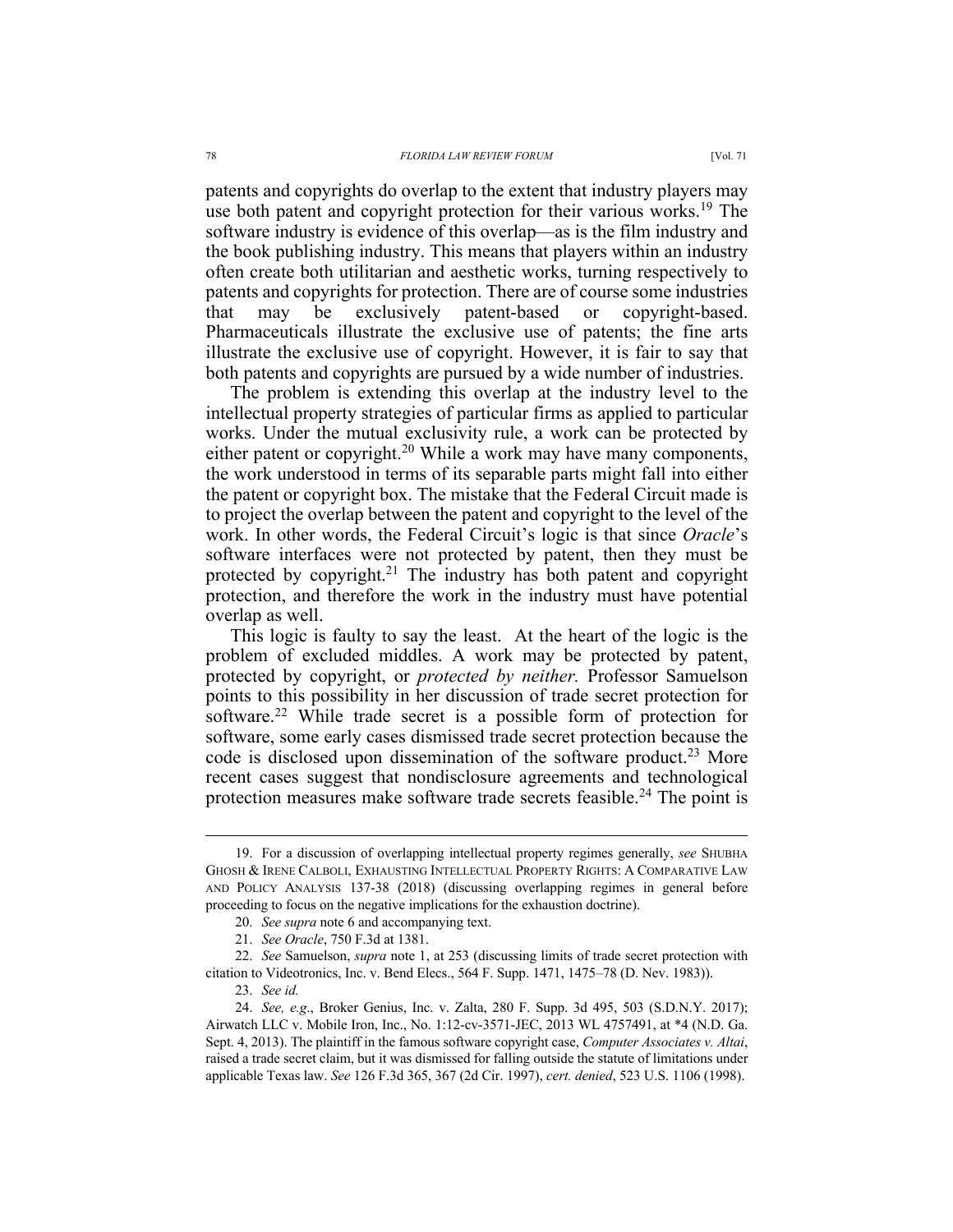patents and copyrights do overlap to the extent that industry players may use both patent and copyright protection for their various works.[19] The software industry is evidence of this overlap—as is the film industry and the book publishing industry. This means that players within an industry often create both utilitarian and aesthetic works, turning respectively to patents and copyrights for protection. There are of course some industries that may be exclusively patent-based or copyright-based. Pharmaceuticals illustrate the exclusive use of patents; the fine arts illustrate the exclusive use of copyright. However, it is fair to say that both patents and copyrights are pursued by a wide number of industries.

The problem is extending this overlap at the industry level to the intellectual property strategies of particular firms as applied to particular works. Under the mutual exclusivity rule, a work can be protected by either patent or copyright.[20] While a work may have many components, the work understood in terms of its separable parts might fall into either the patent or copyright box. The mistake that the Federal Circuit made is to project the overlap between the patent and copyright to the level of the work. In other words, the Federal Circuit's logic is that since *Oracle*'s software interfaces were not protected by patent, then they must be protected by copyright.[21] The industry has both patent and copyright protection, and therefore the work in the industry must have potential overlap as well.

This logic is faulty to say the least. At the heart of the logic is the problem of excluded middles. A work may be protected by patent, protected by copyright, or *protected by neither.* Professor Samuelson points to this possibility in her discussion of trade secret protection for software.[22] While trade secret is a possible form of protection for software, some early cases dismissed trade secret protection because the code is disclosed upon dissemination of the software product.[23] More recent cases suggest that nondisclosure agreements and technological protection measures make software trade secrets feasible.[24] The point is

---

19. For a discussion of overlapping intellectual property regimes generally, *see* SHUBHA GHOSH & IRENE CALBOLI, EXHAUSTING INTELLECTUAL PROPERTY RIGHTS: A COMPARATIVE LAW AND POLICY ANALYSIS 137-38 (2018) (discussing overlapping regimes in general before proceeding to focus on the negative implications for the exhaustion doctrine).

20. *See supra* note 6 and accompanying text.

21. *See Oracle*, 750 F.3d at 1381.

22. *See* Samuelson, *supra* note 1, at 253 (discussing limits of trade secret protection with citation to Videotronics, Inc. v. Bend Elecs., 564 F. Supp. 1471, 1475–78 (D. Nev. 1983)).

23. *See id.*

24. *See, e.g*., Broker Genius, Inc. v. Zalta, 280 F. Supp. 3d 495, 503 (S.D.N.Y. 2017); Airwatch LLC v. Mobile Iron, Inc., No. 1:12-cv-3571-JEC, 2013 WL 4757491, at *4 (N.D. Ga. Sept. 4, 2013). The plaintiff in the famous software copyright case, *Computer Associates v. Altai*, raised a trade secret claim, but it was dismissed for falling outside the statute of limitations under applicable Texas law. *See* 126 F.3d 365, 367 (2d Cir. 1997), *cert. denied*, 523 U.S. 1106 (1998).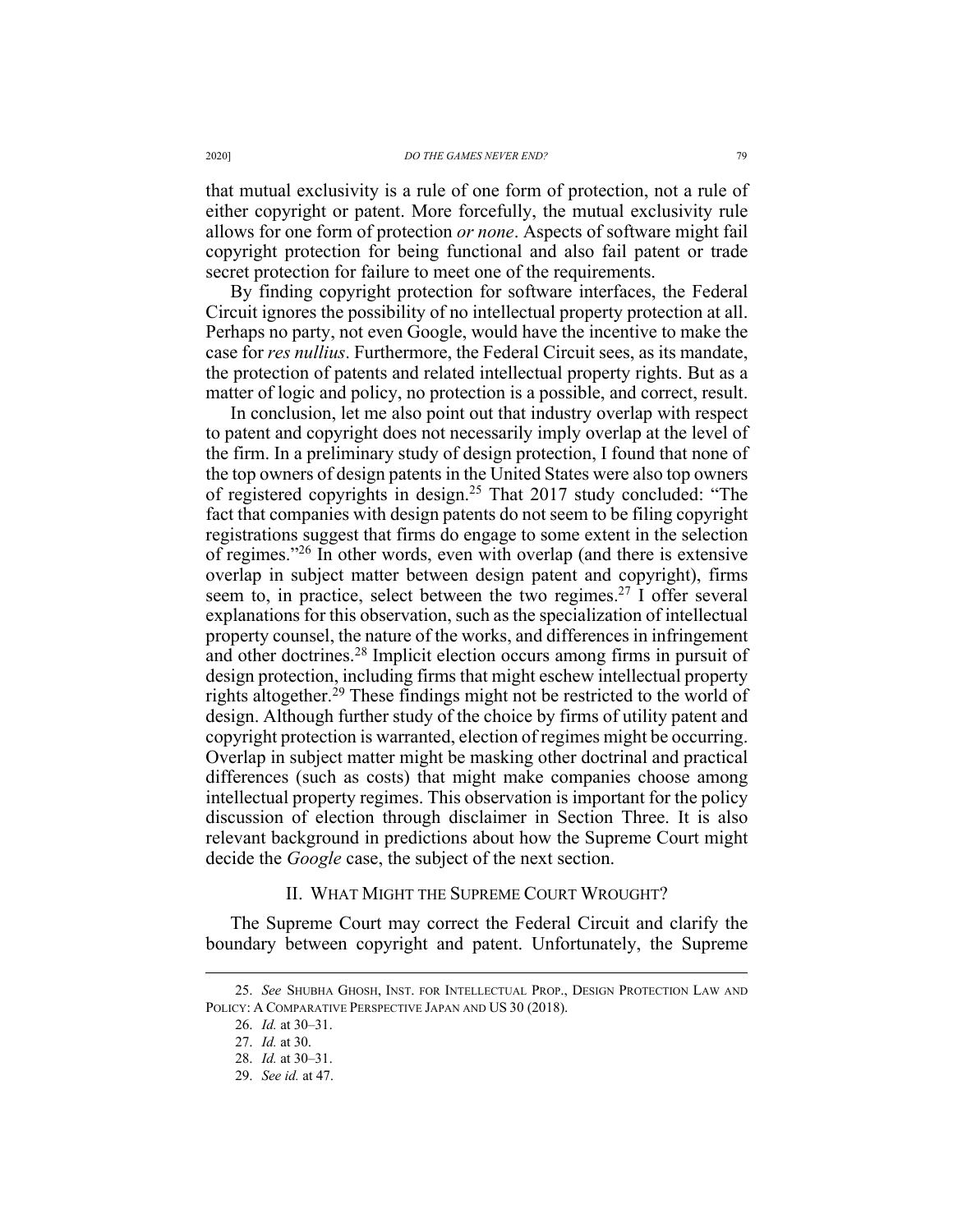that mutual exclusivity is a rule of one form of protection, not a rule of either copyright or patent. More forcefully, the mutual exclusivity rule allows for one form of protection *or none*. Aspects of software might fail copyright protection for being functional and also fail patent or trade secret protection for failure to meet one of the requirements.

By finding copyright protection for software interfaces, the Federal Circuit ignores the possibility of no intellectual property protection at all. Perhaps no party, not even Google, would have the incentive to make the case for *res nullius*. Furthermore, the Federal Circuit sees, as its mandate, the protection of patents and related intellectual property rights. But as a matter of logic and policy, no protection is a possible, and correct, result.

In conclusion, let me also point out that industry overlap with respect to patent and copyright does not necessarily imply overlap at the level of the firm. In a preliminary study of design protection, I found that none of the top owners of design patents in the United States were also top owners of registered copyrights in design.[25] That 2017 study concluded: "The fact that companies with design patents do not seem to be filing copyright registrations suggest that firms do engage to some extent in the selection of regimes."[26] In other words, even with overlap (and there is extensive overlap in subject matter between design patent and copyright), firms seem to, in practice, select between the two regimes.[27] I offer several explanations for this observation, such as the specialization of intellectual property counsel, the nature of the works, and differences in infringement and other doctrines.[28] Implicit election occurs among firms in pursuit of design protection, including firms that might eschew intellectual property rights altogether.[29] These findings might not be restricted to the world of design. Although further study of the choice by firms of utility patent and copyright protection is warranted, election of regimes might be occurring. Overlap in subject matter might be masking other doctrinal and practical differences (such as costs) that might make companies choose among intellectual property regimes. This observation is important for the policy discussion of election through disclaimer in Section Three. It is also relevant background in predictions about how the Supreme Court might decide the *Google* case, the subject of the next section.

## II. What Might the Supreme Court Wrought?

The Supreme Court may correct the Federal Circuit and clarify the boundary between copyright and patent. Unfortunately, the Supreme

---

25. *See* Shubha Ghosh, Inst. for Intellectual Prop., Design Protection Law and Policy: A Comparative Perspective Japan and US 30 (2018).

26. *Id.* at 30–31.

27. *Id.* at 30.

28. *Id.* at 30–31.

29. *See id.* at 47.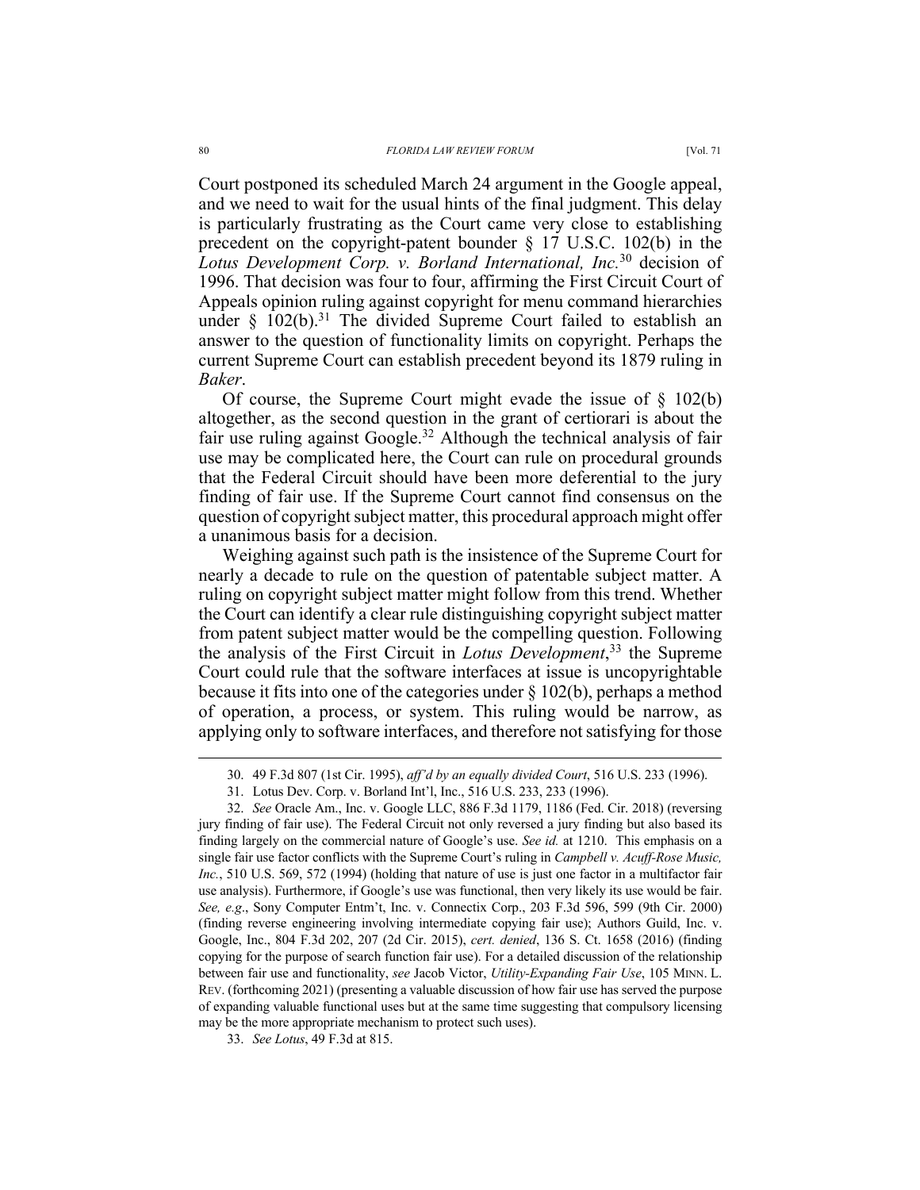Court postponed its scheduled March 24 argument in the Google appeal, and we need to wait for the usual hints of the final judgment. This delay is particularly frustrating as the Court came very close to establishing precedent on the copyright-patent bounder § 17 U.S.C. 102(b) in the *Lotus Development Corp. v. Borland International, Inc.*[30] decision of 1996. That decision was four to four, affirming the First Circuit Court of Appeals opinion ruling against copyright for menu command hierarchies under § 102(b).[31] The divided Supreme Court failed to establish an answer to the question of functionality limits on copyright. Perhaps the current Supreme Court can establish precedent beyond its 1879 ruling in *Baker*.

Of course, the Supreme Court might evade the issue of § 102(b) altogether, as the second question in the grant of certiorari is about the fair use ruling against Google.[32] Although the technical analysis of fair use may be complicated here, the Court can rule on procedural grounds that the Federal Circuit should have been more deferential to the jury finding of fair use. If the Supreme Court cannot find consensus on the question of copyright subject matter, this procedural approach might offer a unanimous basis for a decision.

Weighing against such path is the insistence of the Supreme Court for nearly a decade to rule on the question of patentable subject matter. A ruling on copyright subject matter might follow from this trend. Whether the Court can identify a clear rule distinguishing copyright subject matter from patent subject matter would be the compelling question. Following the analysis of the First Circuit in *Lotus Development*,[33] the Supreme Court could rule that the software interfaces at issue is uncopyrightable because it fits into one of the categories under § 102(b), perhaps a method of operation, a process, or system. This ruling would be narrow, as applying only to software interfaces, and therefore not satisfying for those

---

30. 49 F.3d 807 (1st Cir. 1995), *aff'd by an equally divided Court*, 516 U.S. 233 (1996).

31. Lotus Dev. Corp. v. Borland Int'l, Inc., 516 U.S. 233, 233 (1996).

32. *See* Oracle Am., Inc. v. Google LLC, 886 F.3d 1179, 1186 (Fed. Cir. 2018) (reversing jury finding of fair use). The Federal Circuit not only reversed a jury finding but also based its finding largely on the commercial nature of Google's use. *See id.* at 1210. This emphasis on a single fair use factor conflicts with the Supreme Court's ruling in *Campbell v. Acuff-Rose Music, Inc.*, 510 U.S. 569, 572 (1994) (holding that nature of use is just one factor in a multifactor fair use analysis). Furthermore, if Google's use was functional, then very likely its use would be fair. *See, e.g.*, Sony Computer Entm't, Inc. v. Connectix Corp., 203 F.3d 596, 599 (9th Cir. 2000) (finding reverse engineering involving intermediate copying fair use); Authors Guild, Inc. v. Google, Inc., 804 F.3d 202, 207 (2d Cir. 2015), *cert. denied*, 136 S. Ct. 1658 (2016) (finding copying for the purpose of search function fair use). For a detailed discussion of the relationship between fair use and functionality, *see* Jacob Victor, *Utility-Expanding Fair Use*, 105 MINN. L. REV. (forthcoming 2021) (presenting a valuable discussion of how fair use has served the purpose of expanding valuable functional uses but at the same time suggesting that compulsory licensing may be the more appropriate mechanism to protect such uses).

33. *See Lotus*, 49 F.3d at 815.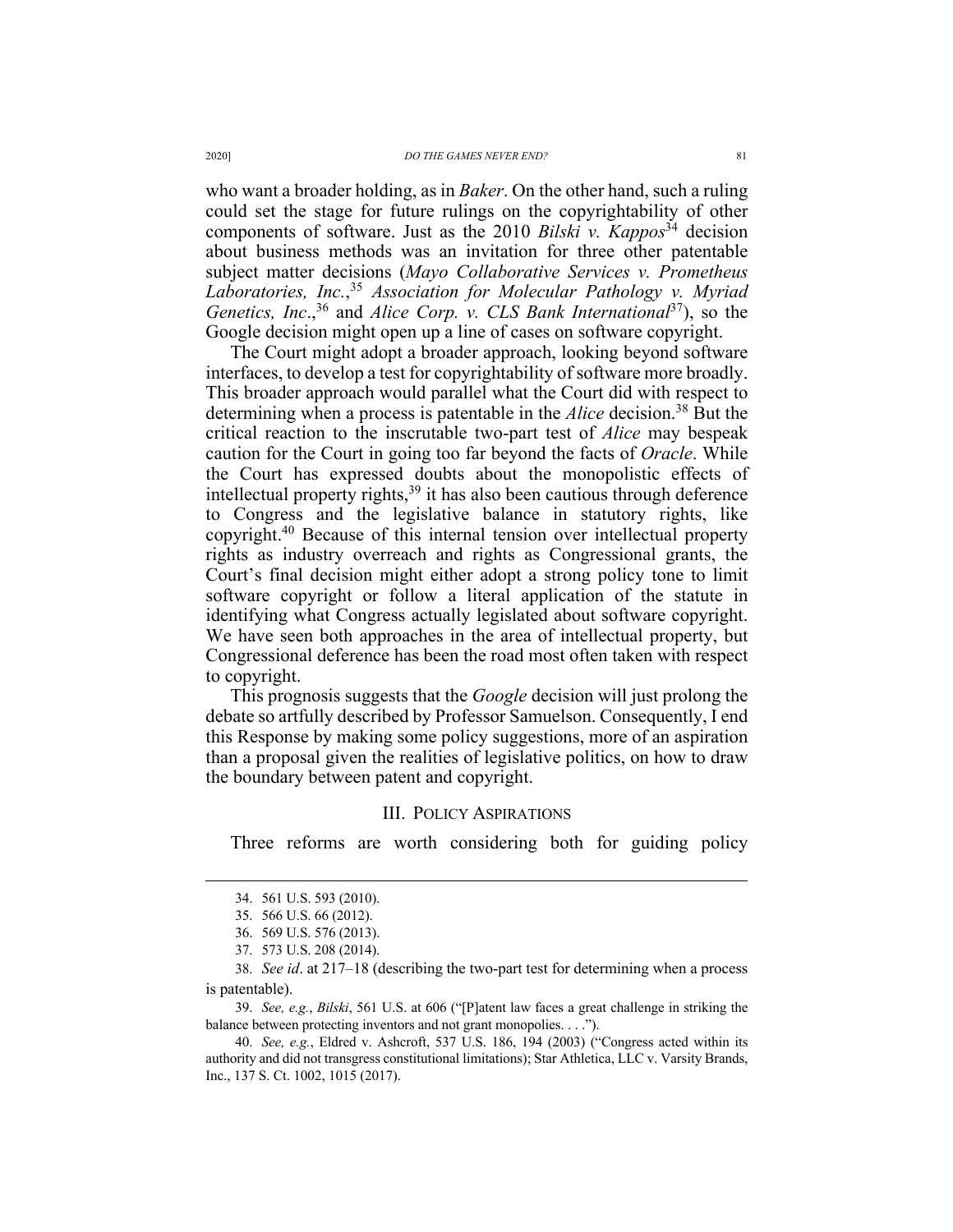who want a broader holding, as in *Baker*. On the other hand, such a ruling could set the stage for future rulings on the copyrightability of other components of software. Just as the 2010 *Bilski v. Kappos*[34] decision about business methods was an invitation for three other patentable subject matter decisions (*Mayo Collaborative Services v. Prometheus Laboratories, Inc.*,[35] *Association for Molecular Pathology v. Myriad Genetics, Inc*.,[36] and *Alice Corp. v. CLS Bank International*[37]), so the Google decision might open up a line of cases on software copyright.

The Court might adopt a broader approach, looking beyond software interfaces, to develop a test for copyrightability of software more broadly. This broader approach would parallel what the Court did with respect to determining when a process is patentable in the *Alice* decision.[38] But the critical reaction to the inscrutable two-part test of *Alice* may bespeak caution for the Court in going too far beyond the facts of *Oracle*. While the Court has expressed doubts about the monopolistic effects of intellectual property rights,[39] it has also been cautious through deference to Congress and the legislative balance in statutory rights, like copyright.[40] Because of this internal tension over intellectual property rights as industry overreach and rights as Congressional grants, the Court's final decision might either adopt a strong policy tone to limit software copyright or follow a literal application of the statute in identifying what Congress actually legislated about software copyright. We have seen both approaches in the area of intellectual property, but Congressional deference has been the road most often taken with respect to copyright.

This prognosis suggests that the *Google* decision will just prolong the debate so artfully described by Professor Samuelson. Consequently, I end this Response by making some policy suggestions, more of an aspiration than a proposal given the realities of legislative politics, on how to draw the boundary between patent and copyright.

## III. Policy Aspirations

Three reforms are worth considering both for guiding policy

---

34. 561 U.S. 593 (2010).

35. 566 U.S. 66 (2012).

36. 569 U.S. 576 (2013).

37. 573 U.S. 208 (2014).

38. *See id*. at 217–18 (describing the two-part test for determining when a process is patentable).

39. *See, e.g.*, *Bilski*, 561 U.S. at 606 ("[P]atent law faces a great challenge in striking the balance between protecting inventors and not grant monopolies. . . .").

40. *See, e.g.*, Eldred v. Ashcroft, 537 U.S. 186, 194 (2003) ("Congress acted within its authority and did not transgress constitutional limitations); Star Athletica, LLC v. Varsity Brands, Inc., 137 S. Ct. 1002, 1015 (2017).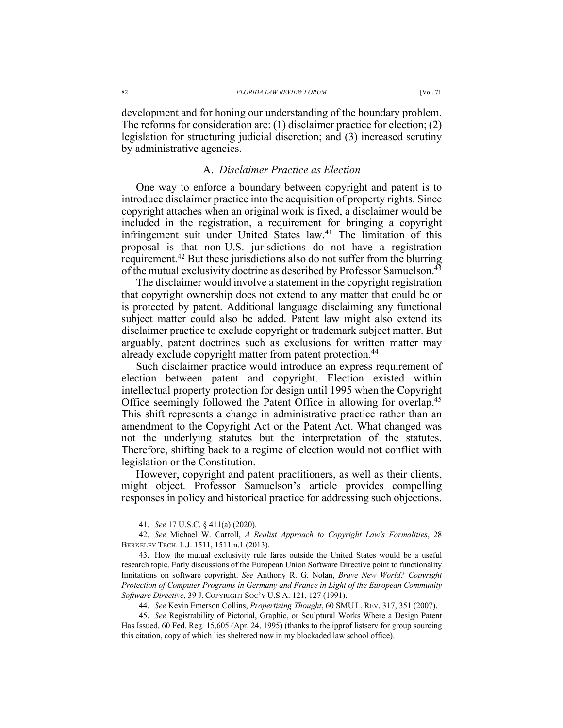development and for honing our understanding of the boundary problem. The reforms for consideration are: (1) disclaimer practice for election; (2) legislation for structuring judicial discretion; and (3) increased scrutiny by administrative agencies.

## A. *Disclaimer Practice as Election*

One way to enforce a boundary between copyright and patent is to introduce disclaimer practice into the acquisition of property rights. Since copyright attaches when an original work is fixed, a disclaimer would be included in the registration, a requirement for bringing a copyright infringement suit under United States law.[41] The limitation of this proposal is that non-U.S. jurisdictions do not have a registration requirement.[42] But these jurisdictions also do not suffer from the blurring of the mutual exclusivity doctrine as described by Professor Samuelson.[43]

The disclaimer would involve a statement in the copyright registration that copyright ownership does not extend to any matter that could be or is protected by patent. Additional language disclaiming any functional subject matter could also be added. Patent law might also extend its disclaimer practice to exclude copyright or trademark subject matter. But arguably, patent doctrines such as exclusions for written matter may already exclude copyright matter from patent protection.[44]

Such disclaimer practice would introduce an express requirement of election between patent and copyright. Election existed within intellectual property protection for design until 1995 when the Copyright Office seemingly followed the Patent Office in allowing for overlap.[45] This shift represents a change in administrative practice rather than an amendment to the Copyright Act or the Patent Act. What changed was not the underlying statutes but the interpretation of the statutes. Therefore, shifting back to a regime of election would not conflict with legislation or the Constitution.

However, copyright and patent practitioners, as well as their clients, might object. Professor Samuelson's article provides compelling responses in policy and historical practice for addressing such objections.

---

41. *See* 17 U.S.C. § 411(a) (2020).

42. *See* Michael W. Carroll, *A Realist Approach to Copyright Law's Formalities*, 28 BERKELEY TECH. L.J. 1511, 1511 n.1 (2013).

43. How the mutual exclusivity rule fares outside the United States would be a useful research topic. Early discussions of the European Union Software Directive point to functionality limitations on software copyright. *See* Anthony R. G. Nolan, *Brave New World? Copyright Protection of Computer Programs in Germany and France in Light of the European Community Software Directive*, 39 J. COPYRIGHT SOC'Y U.S.A. 121, 127 (1991).

44. *See* Kevin Emerson Collins, *Propertizing Thought*, 60 SMU L. REV. 317, 351 (2007).

45. *See* Registrability of Pictorial, Graphic, or Sculptural Works Where a Design Patent Has Issued, 60 Fed. Reg. 15,605 (Apr. 24, 1995) (thanks to the ipprof listserv for group sourcing this citation, copy of which lies sheltered now in my blockaded law school office).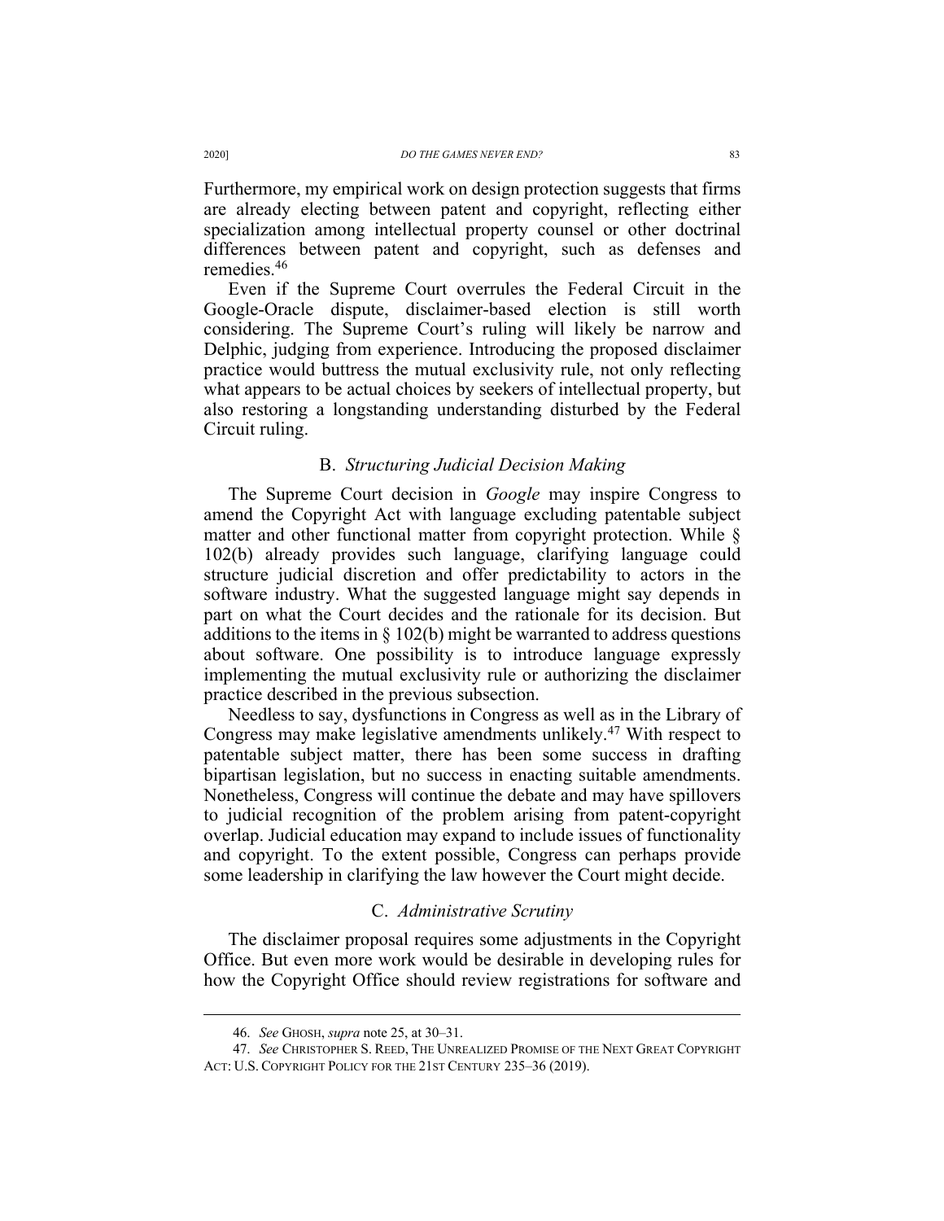Furthermore, my empirical work on design protection suggests that firms are already electing between patent and copyright, reflecting either specialization among intellectual property counsel or other doctrinal differences between patent and copyright, such as defenses and remedies.[46]

Even if the Supreme Court overrules the Federal Circuit in the Google-Oracle dispute, disclaimer-based election is still worth considering. The Supreme Court's ruling will likely be narrow and Delphic, judging from experience. Introducing the proposed disclaimer practice would buttress the mutual exclusivity rule, not only reflecting what appears to be actual choices by seekers of intellectual property, but also restoring a longstanding understanding disturbed by the Federal Circuit ruling.

### B. *Structuring Judicial Decision Making*

The Supreme Court decision in *Google* may inspire Congress to amend the Copyright Act with language excluding patentable subject matter and other functional matter from copyright protection. While § 102(b) already provides such language, clarifying language could structure judicial discretion and offer predictability to actors in the software industry. What the suggested language might say depends in part on what the Court decides and the rationale for its decision. But additions to the items in § 102(b) might be warranted to address questions about software. One possibility is to introduce language expressly implementing the mutual exclusivity rule or authorizing the disclaimer practice described in the previous subsection.

Needless to say, dysfunctions in Congress as well as in the Library of Congress may make legislative amendments unlikely.[47] With respect to patentable subject matter, there has been some success in drafting bipartisan legislation, but no success in enacting suitable amendments. Nonetheless, Congress will continue the debate and may have spillovers to judicial recognition of the problem arising from patent-copyright overlap. Judicial education may expand to include issues of functionality and copyright. To the extent possible, Congress can perhaps provide some leadership in clarifying the law however the Court might decide.

### C. *Administrative Scrutiny*

The disclaimer proposal requires some adjustments in the Copyright Office. But even more work would be desirable in developing rules for how the Copyright Office should review registrations for software and

---

46. *See* GHOSH, *supra* note 25, at 30–31.

47. *See* CHRISTOPHER S. REED, THE UNREALIZED PROMISE OF THE NEXT GREAT COPYRIGHT ACT: U.S. COPYRIGHT POLICY FOR THE 21ST CENTURY 235–36 (2019).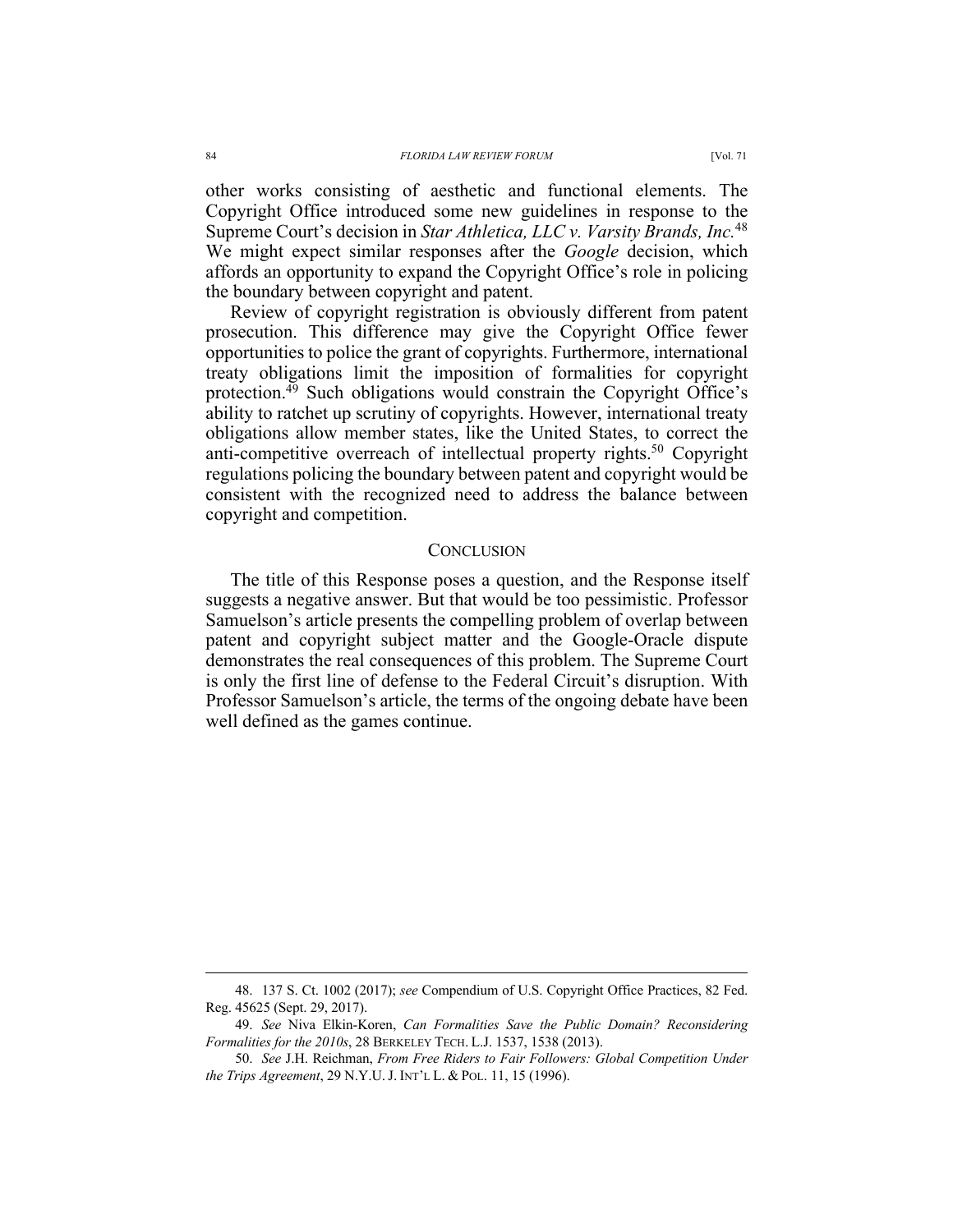other works consisting of aesthetic and functional elements. The Copyright Office introduced some new guidelines in response to the Supreme Court's decision in *Star Athletica, LLC v. Varsity Brands, Inc.*[48] We might expect similar responses after the *Google* decision, which affords an opportunity to expand the Copyright Office's role in policing the boundary between copyright and patent.

Review of copyright registration is obviously different from patent prosecution. This difference may give the Copyright Office fewer opportunities to police the grant of copyrights. Furthermore, international treaty obligations limit the imposition of formalities for copyright protection.[49] Such obligations would constrain the Copyright Office's ability to ratchet up scrutiny of copyrights. However, international treaty obligations allow member states, like the United States, to correct the anti-competitive overreach of intellectual property rights.[50] Copyright regulations policing the boundary between patent and copyright would be consistent with the recognized need to address the balance between copyright and competition.

## CONCLUSION

The title of this Response poses a question, and the Response itself suggests a negative answer. But that would be too pessimistic. Professor Samuelson's article presents the compelling problem of overlap between patent and copyright subject matter and the Google-Oracle dispute demonstrates the real consequences of this problem. The Supreme Court is only the first line of defense to the Federal Circuit's disruption. With Professor Samuelson's article, the terms of the ongoing debate have been well defined as the games continue.

---

48. 137 S. Ct. 1002 (2017); *see* Compendium of U.S. Copyright Office Practices, 82 Fed. Reg. 45625 (Sept. 29, 2017).

49. *See* Niva Elkin-Koren, *Can Formalities Save the Public Domain? Reconsidering Formalities for the 2010s*, 28 BERKELEY TECH. L.J. 1537, 1538 (2013).

50. *See* J.H. Reichman, *From Free Riders to Fair Followers: Global Competition Under the Trips Agreement*, 29 N.Y.U. J. INT'L L. & POL. 11, 15 (1996).